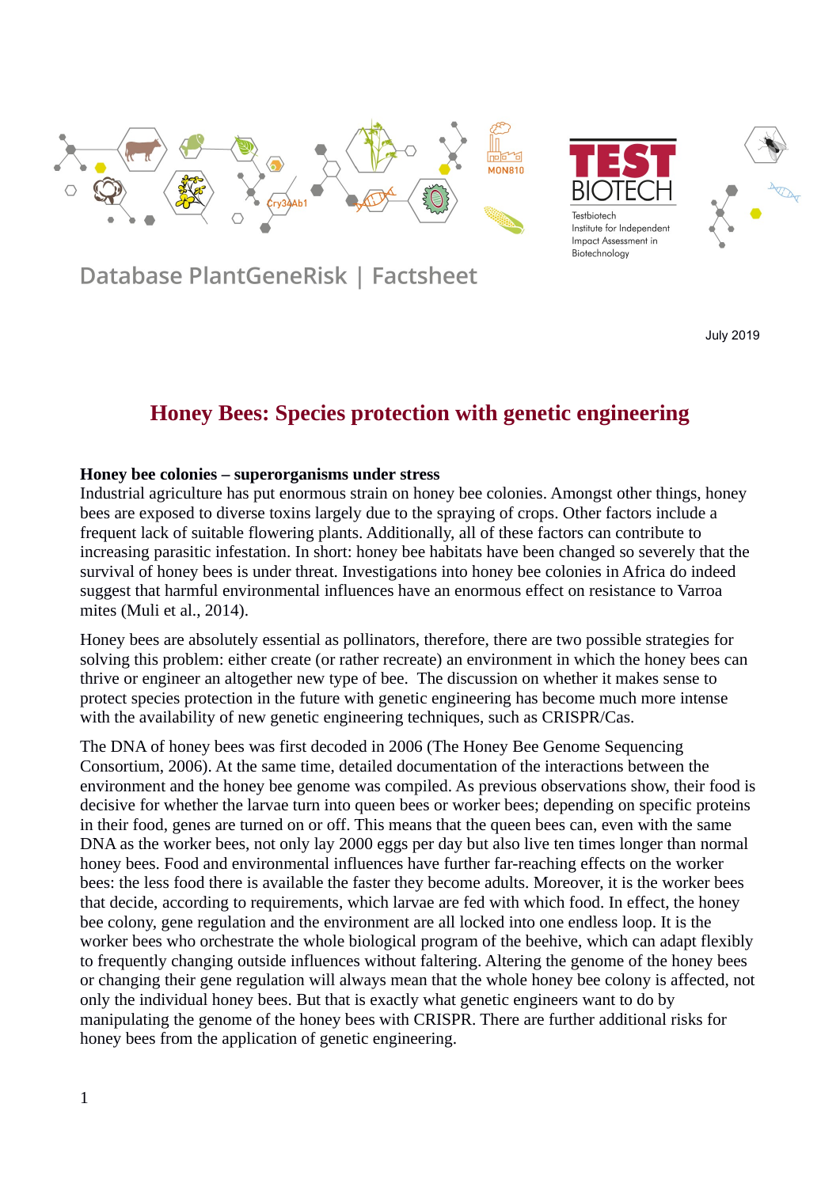Database PlantGeneRisk | Factsheet

July 2019

# Honey Bees: Species protection with genetic engineering

**Honey bee colonies – superorganisms under stress**

Industrial agriculture has put enormous strain on honey bee colonies. Amongst other things, honey bees are exposed to diverse toxins largely due to the spraying of crops. Other factors include a frequent lack of suitable flowering plants. Additionally, all of these factors can contribute to increasing parasitic infestation. In short: honey bee habitats have been changed so severely that the survival of honey bees is under threat. Investigations into honey bee colonies in Africa do indeed suggest that harmful environmental influences have an enormous effect on resistance to Varroa mites (Muli et al., 2014).

Honey bees are absolutely essential as pollinators, therefore, there are two possible strategies for solving this problem: either create (or rather recreate) an environment in which the honey bees can thrive or engineer an altogether new type of bee. The discussion on whether it makes sense to protect species protection in the future with genetic engineering has become much more intense with the availability of new genetic engineering techniques, such as CRISPR/Cas.

The DNA of honey bees was first decoded in 2006 (The Honey Bee Genome Sequencing Consortium, 2006). At the same time, detailed documentation of the interactions between the environment and the honey bee genome was compiled. As previous observations show, their food is decisive for whether the larvae turn into queen bees or worker bees; depending on specific proteins in their food, genes are turned on or off. This means that the queen bees can, even with the same DNA as the worker bees, not only lay 2000 eggs per day but also live ten times longer than normal honey bees. Food and environmental influences have further far-reaching effects on the worker bees: the less food there is available the faster they become adults. Moreover, it is the worker bees that decide, according to requirements, which larvae are fed with which food. In effect, the honey bee colony, gene regulation and the environment are all locked into one endless loop. It is the worker bees who orchestrate the whole biological program of the beehive, which can adapt flexibly to frequently changing outside influences without faltering. Altering the genome of the honey bees or changing their gene regulation will always mean that the whole honey bee colony is affected, not only the individual honey bees. But that is exactly what genetic engineers want to do by manipulating the genome of the honey bees with CRISPR. There are further additional risks for honey bees from the application of genetic engineering.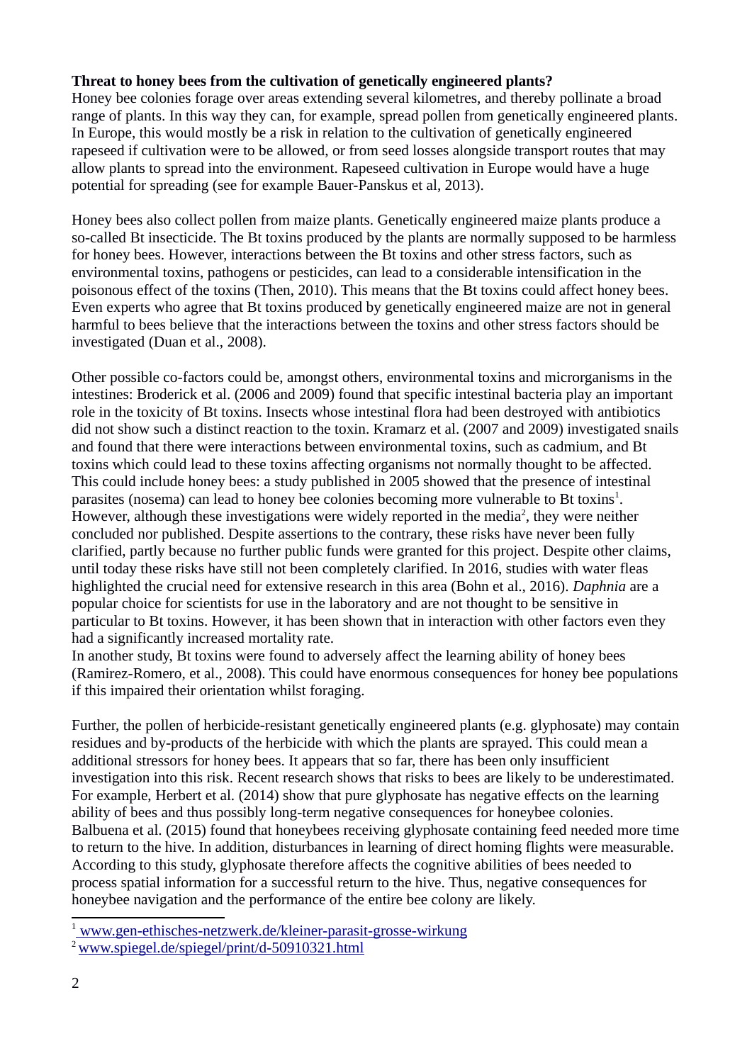**Threat to honey bees from the cultivation of genetically engineered plants?**

Honey bee colonies forage over areas extending several kilometres, and thereby pollinate a broad range of plants. In this way they can, for example, spread pollen from genetically engineered plants. In Europe, this would mostly be a risk in relation to the cultivation of genetically engineered rapeseed if cultivation were to be allowed, or from seed losses alongside transport routes that may allow plants to spread into the environment. Rapeseed cultivation in Europe would have a huge potential for spreading (see for example Bauer-Panskus et al, 2013).

Honey bees also collect pollen from maize plants. Genetically engineered maize plants produce a so-called Bt insecticide. The Bt toxins produced by the plants are normally supposed to be harmless for honey bees. However, interactions between the Bt toxins and other stress factors, such as environmental toxins, pathogens or pesticides, can lead to a considerable intensification in the poisonous effect of the toxins (Then, 2010). This means that the Bt toxins could affect honey bees. Even experts who agree that Bt toxins produced by genetically engineered maize are not in general harmful to bees believe that the interactions between the toxins and other stress factors should be investigated (Duan et al., 2008).

Other possible co-factors could be, amongst others, environmental toxins and microrganisms in the intestines: Broderick et al. (2006 and 2009) found that specific intestinal bacteria play an important role in the toxicity of Bt toxins. Insects whose intestinal flora had been destroyed with antibiotics did not show such a distinct reaction to the toxin. Kramarz et al. (2007 and 2009) investigated snails and found that there were interactions between environmental toxins, such as cadmium, and Bt toxins which could lead to these toxins affecting organisms not normally thought to be affected. This could include honey bees: a study published in 2005 showed that the presence of intestinal parasites (nosema) can lead to honey bee colonies becoming more vulnerable to Bt toxins[1]. However, although these investigations were widely reported in the media[2], they were neither concluded nor published. Despite assertions to the contrary, these risks have never been fully clarified, partly because no further public funds were granted for this project. Despite other claims, until today these risks have still not been completely clarified. In 2016, studies with water fleas highlighted the crucial need for extensive research in this area (Bohn et al., 2016). *Daphnia* are a popular choice for scientists for use in the laboratory and are not thought to be sensitive in particular to Bt toxins. However, it has been shown that in interaction with other factors even they had a significantly increased mortality rate.

In another study, Bt toxins were found to adversely affect the learning ability of honey bees (Ramirez-Romero, et al., 2008). This could have enormous consequences for honey bee populations if this impaired their orientation whilst foraging.

Further, the pollen of herbicide-resistant genetically engineered plants (e.g. glyphosate) may contain residues and by-products of the herbicide with which the plants are sprayed. This could mean a additional stressors for honey bees. It appears that so far, there has been only insufficient investigation into this risk. Recent research shows that risks to bees are likely to be underestimated. For example, Herbert et al. (2014) show that pure glyphosate has negative effects on the learning ability of bees and thus possibly long-term negative consequences for honeybee colonies. Balbuena et al. (2015) found that honeybees receiving glyphosate containing feed needed more time to return to the hive. In addition, disturbances in learning of direct homing flights were measurable. According to this study, glyphosate therefore affects the cognitive abilities of bees needed to process spatial information for a successful return to the hive. Thus, negative consequences for honeybee navigation and the performance of the entire bee colony are likely.

---

[1] www.gen-ethisches-netzwerk.de/kleiner-parasit-grosse-wirkung

[2] www.spiegel.de/spiegel/print/d-50910321.html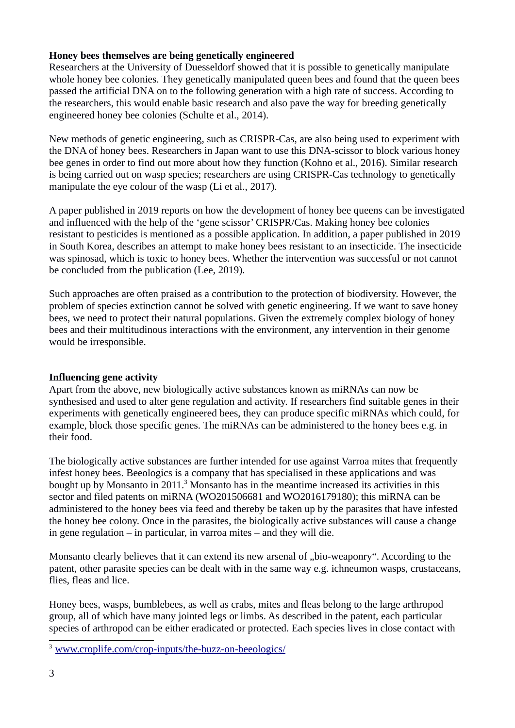**Honey bees themselves are being genetically engineered**

Researchers at the University of Duesseldorf showed that it is possible to genetically manipulate whole honey bee colonies. They genetically manipulated queen bees and found that the queen bees passed the artificial DNA on to the following generation with a high rate of success. According to the researchers, this would enable basic research and also pave the way for breeding genetically engineered honey bee colonies (Schulte et al., 2014).

New methods of genetic engineering, such as CRISPR-Cas, are also being used to experiment with the DNA of honey bees. Researchers in Japan want to use this DNA-scissor to block various honey bee genes in order to find out more about how they function (Kohno et al., 2016). Similar research is being carried out on wasp species; researchers are using CRISPR-Cas technology to genetically manipulate the eye colour of the wasp (Li et al., 2017).

A paper published in 2019 reports on how the development of honey bee queens can be investigated and influenced with the help of the 'gene scissor' CRISPR/Cas. Making honey bee colonies resistant to pesticides is mentioned as a possible application. In addition, a paper published in 2019 in South Korea, describes an attempt to make honey bees resistant to an insecticide. The insecticide was spinosad, which is toxic to honey bees. Whether the intervention was successful or not cannot be concluded from the publication (Lee, 2019).

Such approaches are often praised as a contribution to the protection of biodiversity. However, the problem of species extinction cannot be solved with genetic engineering. If we want to save honey bees, we need to protect their natural populations. Given the extremely complex biology of honey bees and their multitudinous interactions with the environment, any intervention in their genome would be irresponsible.

**Influencing gene activity**

Apart from the above, new biologically active substances known as miRNAs can now be synthesised and used to alter gene regulation and activity. If researchers find suitable genes in their experiments with genetically engineered bees, they can produce specific miRNAs which could, for example, block those specific genes. The miRNAs can be administered to the honey bees e.g. in their food.

The biologically active substances are further intended for use against Varroa mites that frequently infest honey bees. Beeologics is a company that has specialised in these applications and was bought up by Monsanto in 2011.[3] Monsanto has in the meantime increased its activities in this sector and filed patents on miRNA (WO201506681 and WO2016179180); this miRNA can be administered to the honey bees via feed and thereby be taken up by the parasites that have infested the honey bee colony. Once in the parasites, the biologically active substances will cause a change in gene regulation – in particular, in varroa mites – and they will die.

Monsanto clearly believes that it can extend its new arsenal of „bio-weaponry". According to the patent, other parasite species can be dealt with in the same way e.g. ichneumon wasps, crustaceans, flies, fleas and lice.

Honey bees, wasps, bumblebees, as well as crabs, mites and fleas belong to the large arthropod group, all of which have many jointed legs or limbs. As described in the patent, each particular species of arthropod can be either eradicated or protected. Each species lives in close contact with

[3] www.croplife.com/crop-inputs/the-buzz-on-beeologics/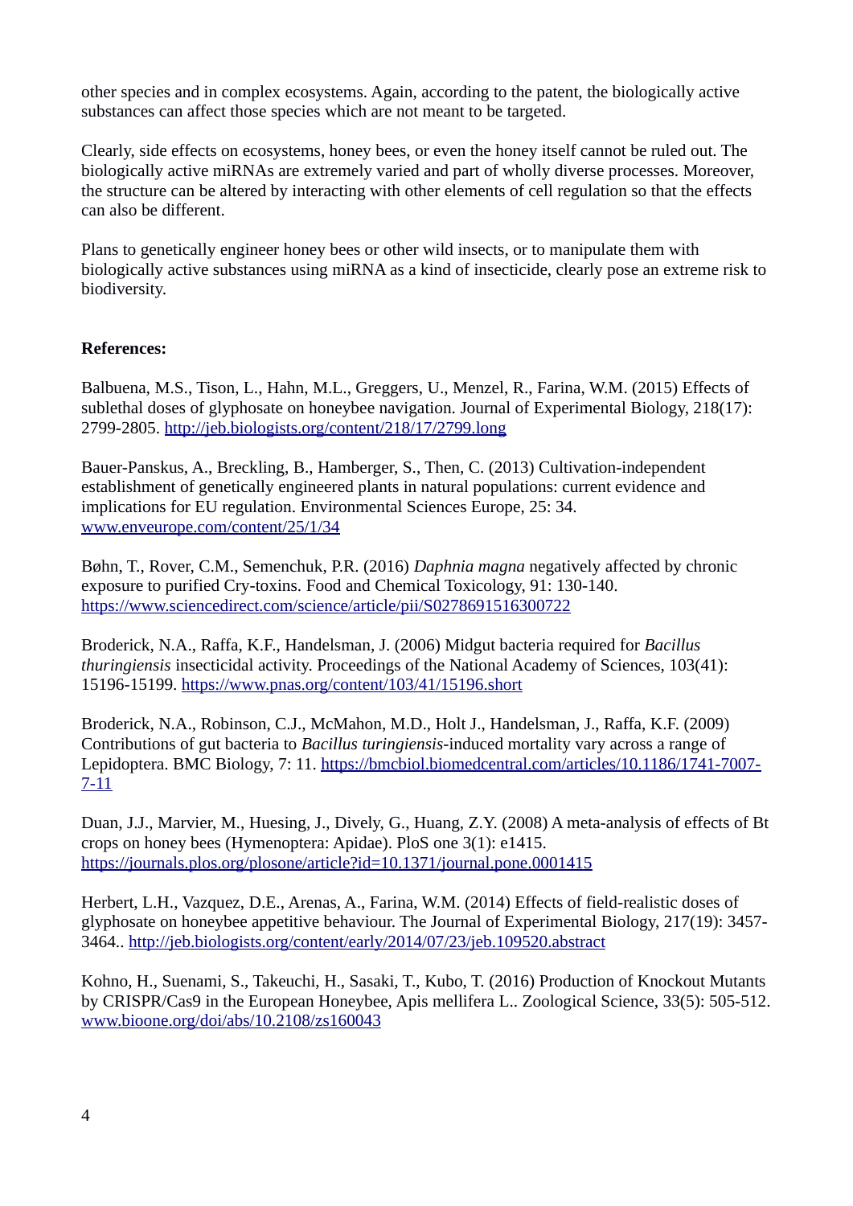other species and in complex ecosystems. Again, according to the patent, the biologically active substances can affect those species which are not meant to be targeted.

Clearly, side effects on ecosystems, honey bees, or even the honey itself cannot be ruled out. The biologically active miRNAs are extremely varied and part of wholly diverse processes. Moreover, the structure can be altered by interacting with other elements of cell regulation so that the effects can also be different.

Plans to genetically engineer honey bees or other wild insects, or to manipulate them with biologically active substances using miRNA as a kind of insecticide, clearly pose an extreme risk to biodiversity.

**References:**

Balbuena, M.S., Tison, L., Hahn, M.L., Greggers, U., Menzel, R., Farina, W.M. (2015) Effects of sublethal doses of glyphosate on honeybee navigation. Journal of Experimental Biology, 218(17): 2799-2805. http://jeb.biologists.org/content/218/17/2799.long

Bauer-Panskus, A., Breckling, B., Hamberger, S., Then, C. (2013) Cultivation-independent establishment of genetically engineered plants in natural populations: current evidence and implications for EU regulation. Environmental Sciences Europe, 25: 34. www.enveurope.com/content/25/1/34

Bøhn, T., Rover, C.M., Semenchuk, P.R. (2016) *Daphnia magna* negatively affected by chronic exposure to purified Cry-toxins. Food and Chemical Toxicology, 91: 130-140. https://www.sciencedirect.com/science/article/pii/S0278691516300722

Broderick, N.A., Raffa, K.F., Handelsman, J. (2006) Midgut bacteria required for *Bacillus thuringiensis* insecticidal activity. Proceedings of the National Academy of Sciences, 103(41): 15196-15199. https://www.pnas.org/content/103/41/15196.short

Broderick, N.A., Robinson, C.J., McMahon, M.D., Holt J., Handelsman, J., Raffa, K.F. (2009) Contributions of gut bacteria to *Bacillus turingiensis*-induced mortality vary across a range of Lepidoptera. BMC Biology, 7: 11. https://bmcbiol.biomedcentral.com/articles/10.1186/1741-7007-7-11

Duan, J.J., Marvier, M., Huesing, J., Dively, G., Huang, Z.Y. (2008) A meta-analysis of effects of Bt crops on honey bees (Hymenoptera: Apidae). PloS one 3(1): e1415. https://journals.plos.org/plosone/article?id=10.1371/journal.pone.0001415

Herbert, L.H., Vazquez, D.E., Arenas, A., Farina, W.M. (2014) Effects of field-realistic doses of glyphosate on honeybee appetitive behaviour. The Journal of Experimental Biology, 217(19): 3457-3464.. http://jeb.biologists.org/content/early/2014/07/23/jeb.109520.abstract

Kohno, H., Suenami, S., Takeuchi, H., Sasaki, T., Kubo, T. (2016) Production of Knockout Mutants by CRISPR/Cas9 in the European Honeybee, Apis mellifera L.. Zoological Science, 33(5): 505-512. www.bioone.org/doi/abs/10.2108/zs160043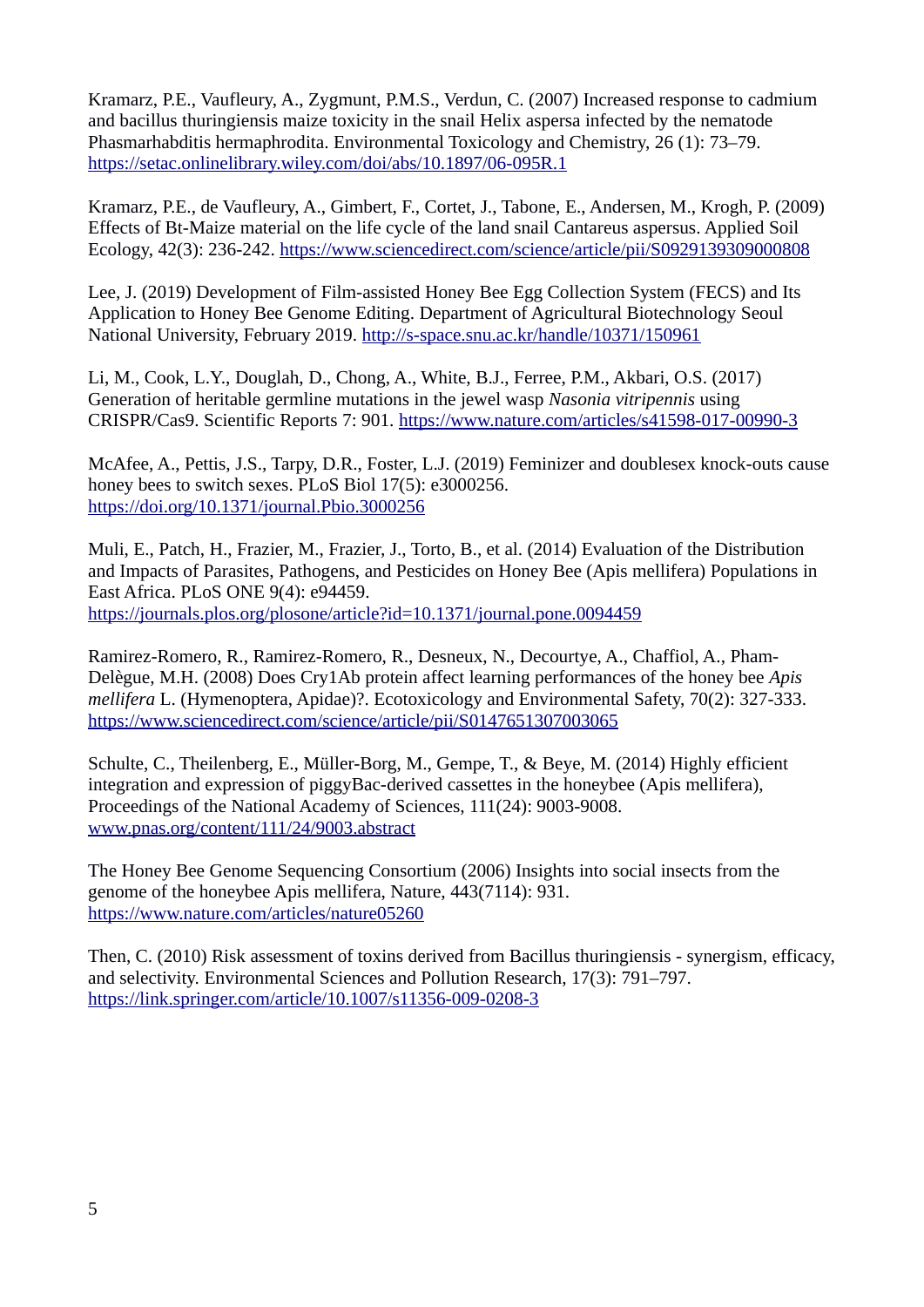Kramarz, P.E., Vaufleury, A., Zygmunt, P.M.S., Verdun, C. (2007) Increased response to cadmium and bacillus thuringiensis maize toxicity in the snail Helix aspersa infected by the nematode Phasmarhabditis hermaphrodita. Environmental Toxicology and Chemistry, 26 (1): 73–79. https://setac.onlinelibrary.wiley.com/doi/abs/10.1897/06-095R.1

Kramarz, P.E., de Vaufleury, A., Gimbert, F., Cortet, J., Tabone, E., Andersen, M., Krogh, P. (2009) Effects of Bt-Maize material on the life cycle of the land snail Cantareus aspersus. Applied Soil Ecology, 42(3): 236-242. https://www.sciencedirect.com/science/article/pii/S0929139309000808

Lee, J. (2019) Development of Film-assisted Honey Bee Egg Collection System (FECS) and Its Application to Honey Bee Genome Editing. Department of Agricultural Biotechnology Seoul National University, February 2019. http://s-space.snu.ac.kr/handle/10371/150961

Li, M., Cook, L.Y., Douglah, D., Chong, A., White, B.J., Ferree, P.M., Akbari, O.S. (2017) Generation of heritable germline mutations in the jewel wasp *Nasonia vitripennis* using CRISPR/Cas9. Scientific Reports 7: 901. https://www.nature.com/articles/s41598-017-00990-3

McAfee, A., Pettis, J.S., Tarpy, D.R., Foster, L.J. (2019) Feminizer and doublesex knock-outs cause honey bees to switch sexes. PLoS Biol 17(5): e3000256. https://doi.org/10.1371/journal.Pbio.3000256

Muli, E., Patch, H., Frazier, M., Frazier, J., Torto, B., et al. (2014) Evaluation of the Distribution and Impacts of Parasites, Pathogens, and Pesticides on Honey Bee (Apis mellifera) Populations in East Africa. PLoS ONE 9(4): e94459. https://journals.plos.org/plosone/article?id=10.1371/journal.pone.0094459

Ramirez-Romero, R., Ramirez-Romero, R., Desneux, N., Decourtye, A., Chaffiol, A., Pham-Delègue, M.H. (2008) Does Cry1Ab protein affect learning performances of the honey bee *Apis mellifera* L. (Hymenoptera, Apidae)?. Ecotoxicology and Environmental Safety, 70(2): 327-333. https://www.sciencedirect.com/science/article/pii/S0147651307003065

Schulte, C., Theilenberg, E., Müller-Borg, M., Gempe, T., & Beye, M. (2014) Highly efficient integration and expression of piggyBac-derived cassettes in the honeybee (Apis mellifera), Proceedings of the National Academy of Sciences, 111(24): 9003-9008. www.pnas.org/content/111/24/9003.abstract

The Honey Bee Genome Sequencing Consortium (2006) Insights into social insects from the genome of the honeybee Apis mellifera, Nature, 443(7114): 931. https://www.nature.com/articles/nature05260

Then, C. (2010) Risk assessment of toxins derived from Bacillus thuringiensis - synergism, efficacy, and selectivity. Environmental Sciences and Pollution Research, 17(3): 791–797. https://link.springer.com/article/10.1007/s11356-009-0208-3